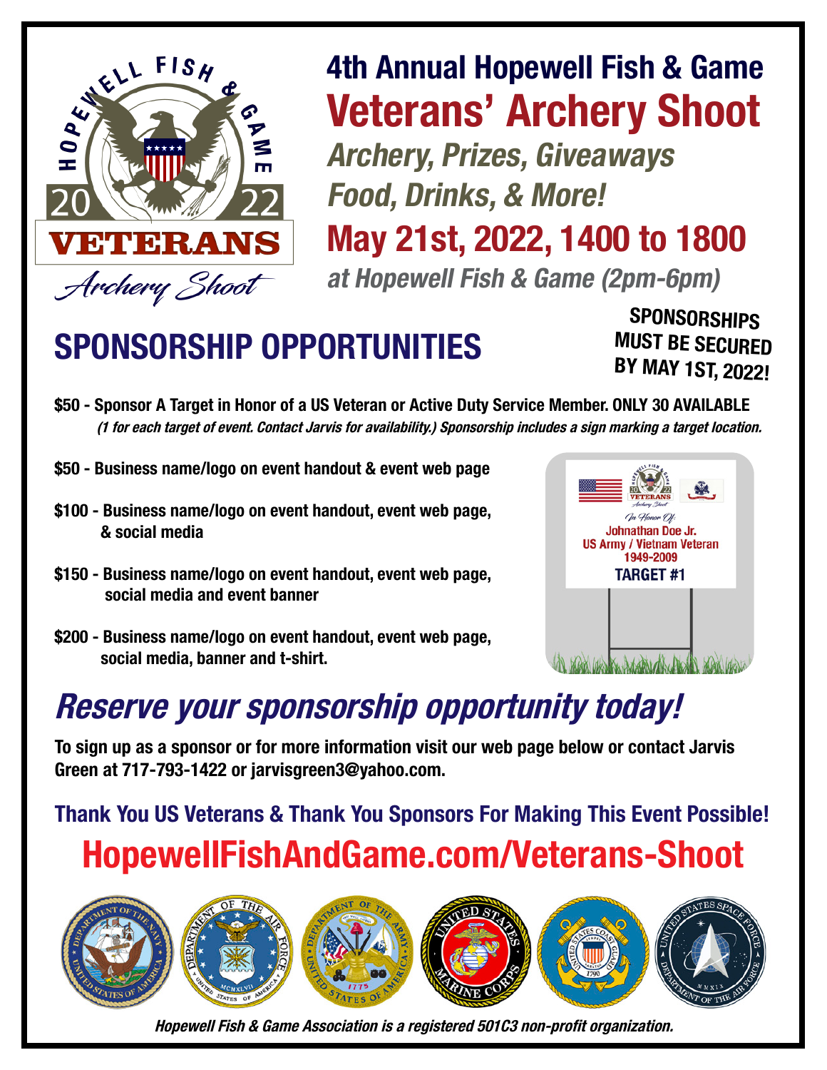# 4th Annual Hopewell Fish & Game

# Veterans' Archery Shoot

***Archery, Prizes, Giveaways***

***Food, Drinks, & More!***

## May 21st, 2022, 1400 to 1800

***at Hopewell Fish & Game (2pm-6pm)***

## SPONSORSHIP OPPORTUNITIES

**SPONSORSHIPS MUST BE SECURED BY MAY 1ST, 2022!**

**$50 - Sponsor A Target in Honor of a US Veteran or Active Duty Service Member. ONLY 30 AVAILABLE**
***(1 for each target of event. Contact Jarvis for availability.) Sponsorship includes a sign marking a target location.***

**$50 - Business name/logo on event handout & event web page**

**$100 - Business name/logo on event handout, event web page, & social media**

**$150 - Business name/logo on event handout, event web page, social media and event banner**

**$200 - Business name/logo on event handout, event web page, social media, banner and t-shirt.**

*In Honor Of:*
Johnathan Doe Jr.
US Army / Vietnam Veteran
1949-2009
TARGET #1

## *Reserve your sponsorship opportunity today!*

**To sign up as a sponsor or for more information visit our web page below or contact Jarvis Green at 717-793-1422 or jarvisgreen3@yahoo.com.**

**Thank You US Veterans & Thank You Sponsors For Making This Event Possible!**

## HopewellFishAndGame.com/Veterans-Shoot

***Hopewell Fish & Game Association is a registered 501C3 non-profit organization.***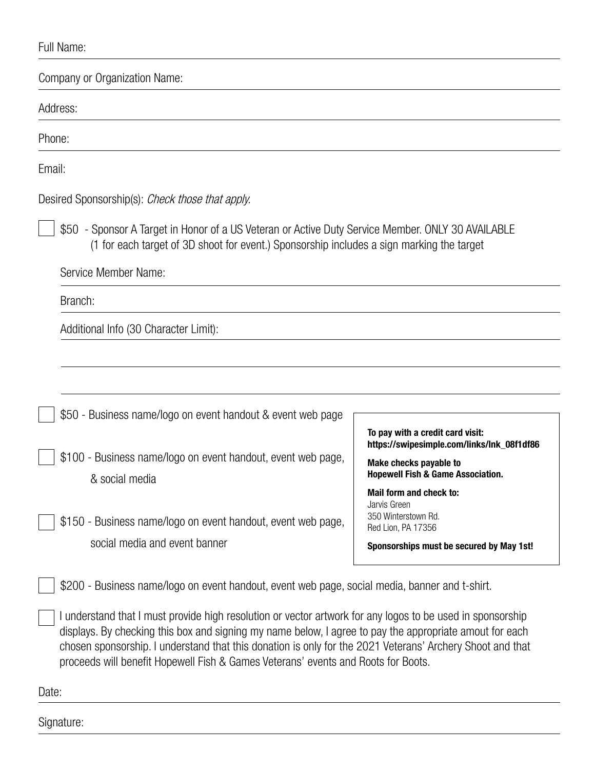Full Name:

Company or Organization Name:

Address:

Phone:

Email:

Desired Sponsorship(s): *Check those that apply.*

- [ ] $50 - Sponsor A Target in Honor of a US Veteran or Active Duty Service Member. ONLY 30 AVAILABLE (1 for each target of 3D shoot for event.) Sponsorship includes a sign marking the target

  Service Member Name:

  Branch:

  Additional Info (30 Character Limit):

- [ ] $50 - Business name/logo on event handout & event web page

- [ ] $100 - Business name/logo on event handout, event web page, & social media

- [ ] $150 - Business name/logo on event handout, event web page, social media and event banner

**To pay with a credit card visit:**
**https://swipesimple.com/links/lnk_08f1df86**

**Make checks payable to**
**Hopewell Fish & Game Association.**

**Mail form and check to:**
Jarvis Green
350 Winterstown Rd.
Red Lion, PA 17356

**Sponsorships must be secured by May 1st!**

- [ ] $200 - Business name/logo on event handout, event web page, social media, banner and t-shirt.

- [ ] I understand that I must provide high resolution or vector artwork for any logos to be used in sponsorship displays. By checking this box and signing my name below, I agree to pay the appropriate amout for each chosen sponsorship. I understand that this donation is only for the 2021 Veterans' Archery Shoot and that proceeds will benefit Hopewell Fish & Games Veterans' events and Roots for Boots.

Date:

Signature: